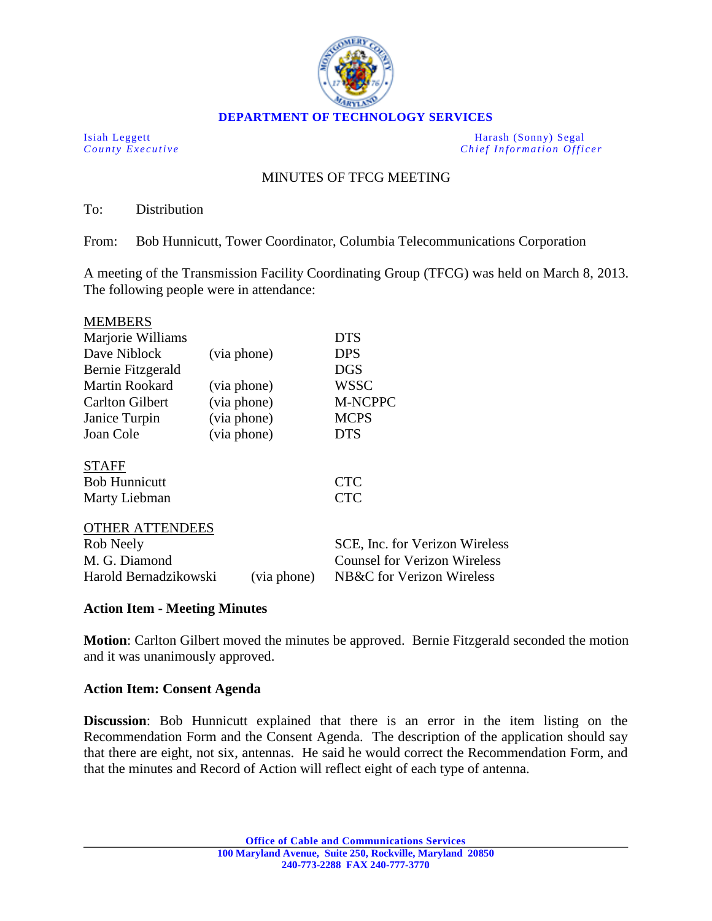**DEPARTMENT OF TECHNOLOGY SERVICES**

Isiah Leggett
*County Executive*

Harash (Sonny) Segal
*Chief Information Officer*

# MINUTES OF TFCG MEETING

To: Distribution

From: Bob Hunnicutt, Tower Coordinator, Columbia Telecommunications Corporation

A meeting of the Transmission Facility Coordinating Group (TFCG) was held on March 8, 2013. The following people were in attendance:

<u>MEMBERS</u>

| | | |
|---|---|---|
| Marjorie Williams | | DTS |
| Dave Niblock | (via phone) | DPS |
| Bernie Fitzgerald | | DGS |
| Martin Rookard | (via phone) | WSSC |
| Carlton Gilbert | (via phone) | M-NCPPC |
| Janice Turpin | (via phone) | MCPS |
| Joan Cole | (via phone) | DTS |

<u>STAFF</u>

| | | |
|---|---|---|
| Bob Hunnicutt | | CTC |
| Marty Liebman | | CTC |

<u>OTHER ATTENDEES</u>

| | | |
|---|---|---|
| Rob Neely | | SCE, Inc. for Verizon Wireless |
| M. G. Diamond | | Counsel for Verizon Wireless |
| Harold Bernadzikowski | (via phone) | NB&C for Verizon Wireless |

**Action Item - Meeting Minutes**

**Motion**: Carlton Gilbert moved the minutes be approved. Bernie Fitzgerald seconded the motion and it was unanimously approved.

**Action Item: Consent Agenda**

**Discussion**: Bob Hunnicutt explained that there is an error in the item listing on the Recommendation Form and the Consent Agenda. The description of the application should say that there are eight, not six, antennas. He said he would correct the Recommendation Form, and that the minutes and Record of Action will reflect eight of each type of antenna.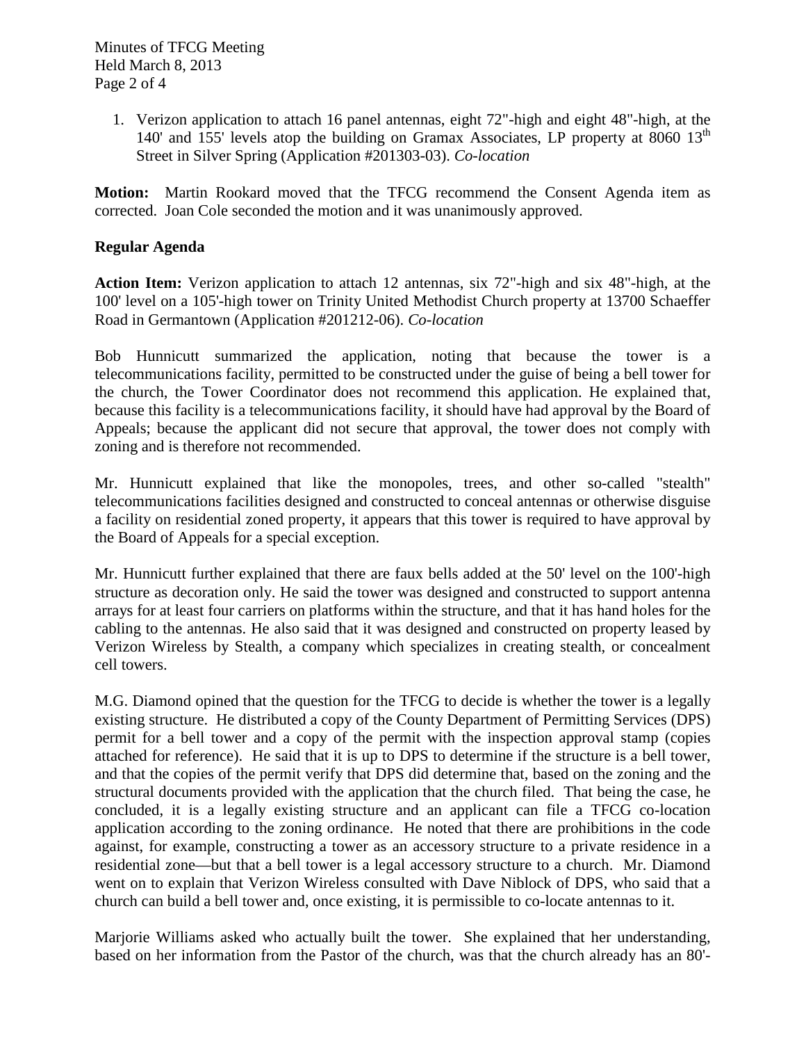1. Verizon application to attach 16 panel antennas, eight 72"-high and eight 48"-high, at the 140' and 155' levels atop the building on Gramax Associates, LP property at 8060 13th Street in Silver Spring (Application #201303-03). *Co-location*

**Motion:** Martin Rookard moved that the TFCG recommend the Consent Agenda item as corrected. Joan Cole seconded the motion and it was unanimously approved.

**Regular Agenda**

**Action Item:** Verizon application to attach 12 antennas, six 72"-high and six 48"-high, at the 100' level on a 105'-high tower on Trinity United Methodist Church property at 13700 Schaeffer Road in Germantown (Application #201212-06). *Co-location*

Bob Hunnicutt summarized the application, noting that because the tower is a telecommunications facility, permitted to be constructed under the guise of being a bell tower for the church, the Tower Coordinator does not recommend this application. He explained that, because this facility is a telecommunications facility, it should have had approval by the Board of Appeals; because the applicant did not secure that approval, the tower does not comply with zoning and is therefore not recommended.

Mr. Hunnicutt explained that like the monopoles, trees, and other so-called "stealth" telecommunications facilities designed and constructed to conceal antennas or otherwise disguise a facility on residential zoned property, it appears that this tower is required to have approval by the Board of Appeals for a special exception.

Mr. Hunnicutt further explained that there are faux bells added at the 50' level on the 100'-high structure as decoration only. He said the tower was designed and constructed to support antenna arrays for at least four carriers on platforms within the structure, and that it has hand holes for the cabling to the antennas. He also said that it was designed and constructed on property leased by Verizon Wireless by Stealth, a company which specializes in creating stealth, or concealment cell towers.

M.G. Diamond opined that the question for the TFCG to decide is whether the tower is a legally existing structure. He distributed a copy of the County Department of Permitting Services (DPS) permit for a bell tower and a copy of the permit with the inspection approval stamp (copies attached for reference). He said that it is up to DPS to determine if the structure is a bell tower, and that the copies of the permit verify that DPS did determine that, based on the zoning and the structural documents provided with the application that the church filed. That being the case, he concluded, it is a legally existing structure and an applicant can file a TFCG co-location application according to the zoning ordinance. He noted that there are prohibitions in the code against, for example, constructing a tower as an accessory structure to a private residence in a residential zone—but that a bell tower is a legal accessory structure to a church. Mr. Diamond went on to explain that Verizon Wireless consulted with Dave Niblock of DPS, who said that a church can build a bell tower and, once existing, it is permissible to co-locate antennas to it.

Marjorie Williams asked who actually built the tower. She explained that her understanding, based on her information from the Pastor of the church, was that the church already has an 80'-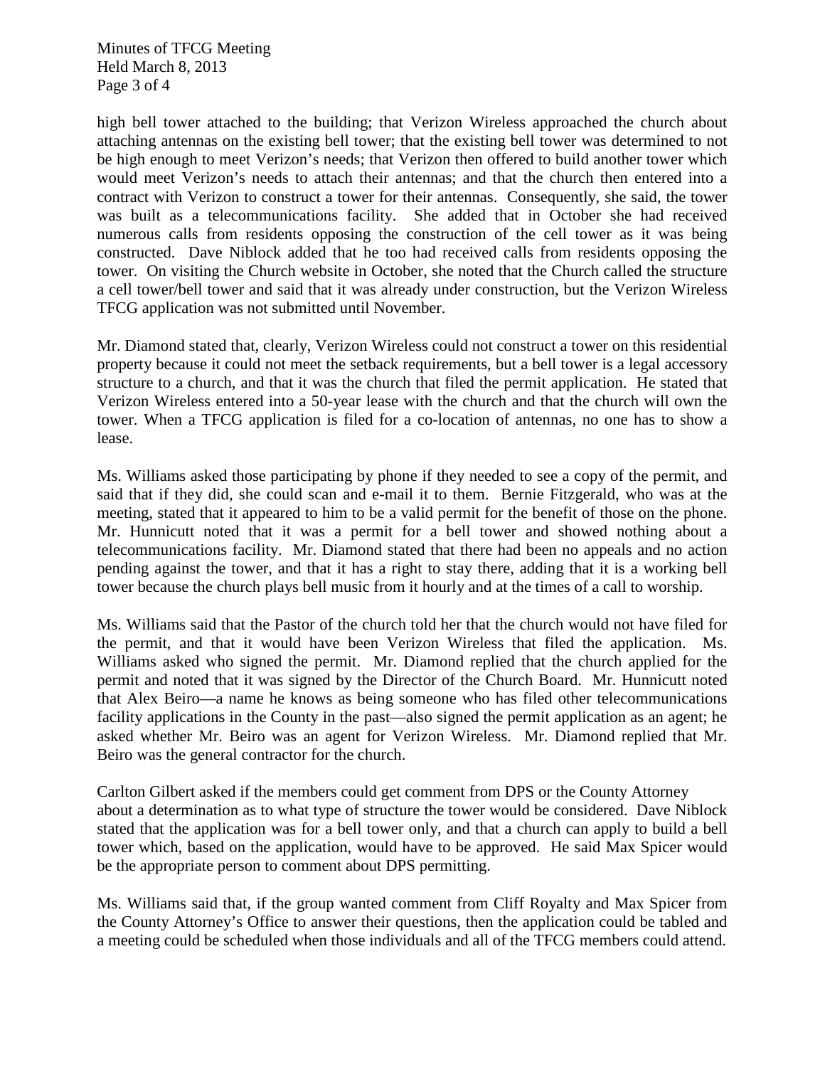high bell tower attached to the building; that Verizon Wireless approached the church about attaching antennas on the existing bell tower; that the existing bell tower was determined to not be high enough to meet Verizon's needs; that Verizon then offered to build another tower which would meet Verizon's needs to attach their antennas; and that the church then entered into a contract with Verizon to construct a tower for their antennas. Consequently, she said, the tower was built as a telecommunications facility. She added that in October she had received numerous calls from residents opposing the construction of the cell tower as it was being constructed. Dave Niblock added that he too had received calls from residents opposing the tower. On visiting the Church website in October, she noted that the Church called the structure a cell tower/bell tower and said that it was already under construction, but the Verizon Wireless TFCG application was not submitted until November.

Mr. Diamond stated that, clearly, Verizon Wireless could not construct a tower on this residential property because it could not meet the setback requirements, but a bell tower is a legal accessory structure to a church, and that it was the church that filed the permit application. He stated that Verizon Wireless entered into a 50-year lease with the church and that the church will own the tower. When a TFCG application is filed for a co-location of antennas, no one has to show a lease.

Ms. Williams asked those participating by phone if they needed to see a copy of the permit, and said that if they did, she could scan and e-mail it to them. Bernie Fitzgerald, who was at the meeting, stated that it appeared to him to be a valid permit for the benefit of those on the phone. Mr. Hunnicutt noted that it was a permit for a bell tower and showed nothing about a telecommunications facility. Mr. Diamond stated that there had been no appeals and no action pending against the tower, and that it has a right to stay there, adding that it is a working bell tower because the church plays bell music from it hourly and at the times of a call to worship.

Ms. Williams said that the Pastor of the church told her that the church would not have filed for the permit, and that it would have been Verizon Wireless that filed the application. Ms. Williams asked who signed the permit. Mr. Diamond replied that the church applied for the permit and noted that it was signed by the Director of the Church Board. Mr. Hunnicutt noted that Alex Beiro—a name he knows as being someone who has filed other telecommunications facility applications in the County in the past—also signed the permit application as an agent; he asked whether Mr. Beiro was an agent for Verizon Wireless. Mr. Diamond replied that Mr. Beiro was the general contractor for the church.

Carlton Gilbert asked if the members could get comment from DPS or the County Attorney about a determination as to what type of structure the tower would be considered. Dave Niblock stated that the application was for a bell tower only, and that a church can apply to build a bell tower which, based on the application, would have to be approved. He said Max Spicer would be the appropriate person to comment about DPS permitting.

Ms. Williams said that, if the group wanted comment from Cliff Royalty and Max Spicer from the County Attorney's Office to answer their questions, then the application could be tabled and a meeting could be scheduled when those individuals and all of the TFCG members could attend.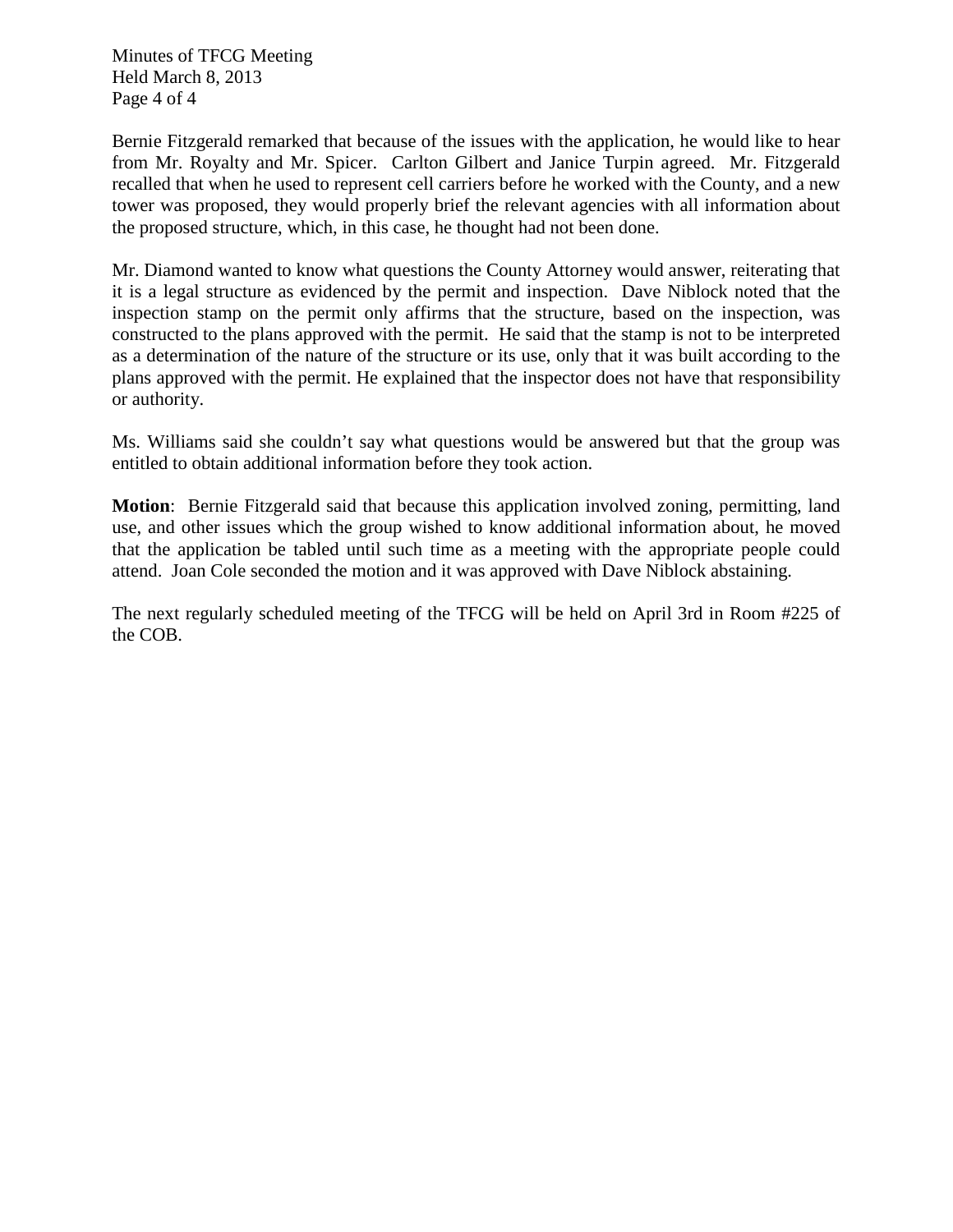Bernie Fitzgerald remarked that because of the issues with the application, he would like to hear from Mr. Royalty and Mr. Spicer. Carlton Gilbert and Janice Turpin agreed. Mr. Fitzgerald recalled that when he used to represent cell carriers before he worked with the County, and a new tower was proposed, they would properly brief the relevant agencies with all information about the proposed structure, which, in this case, he thought had not been done.

Mr. Diamond wanted to know what questions the County Attorney would answer, reiterating that it is a legal structure as evidenced by the permit and inspection. Dave Niblock noted that the inspection stamp on the permit only affirms that the structure, based on the inspection, was constructed to the plans approved with the permit. He said that the stamp is not to be interpreted as a determination of the nature of the structure or its use, only that it was built according to the plans approved with the permit. He explained that the inspector does not have that responsibility or authority.

Ms. Williams said she couldn't say what questions would be answered but that the group was entitled to obtain additional information before they took action.

**Motion**: Bernie Fitzgerald said that because this application involved zoning, permitting, land use, and other issues which the group wished to know additional information about, he moved that the application be tabled until such time as a meeting with the appropriate people could attend. Joan Cole seconded the motion and it was approved with Dave Niblock abstaining.

The next regularly scheduled meeting of the TFCG will be held on April 3rd in Room #225 of the COB.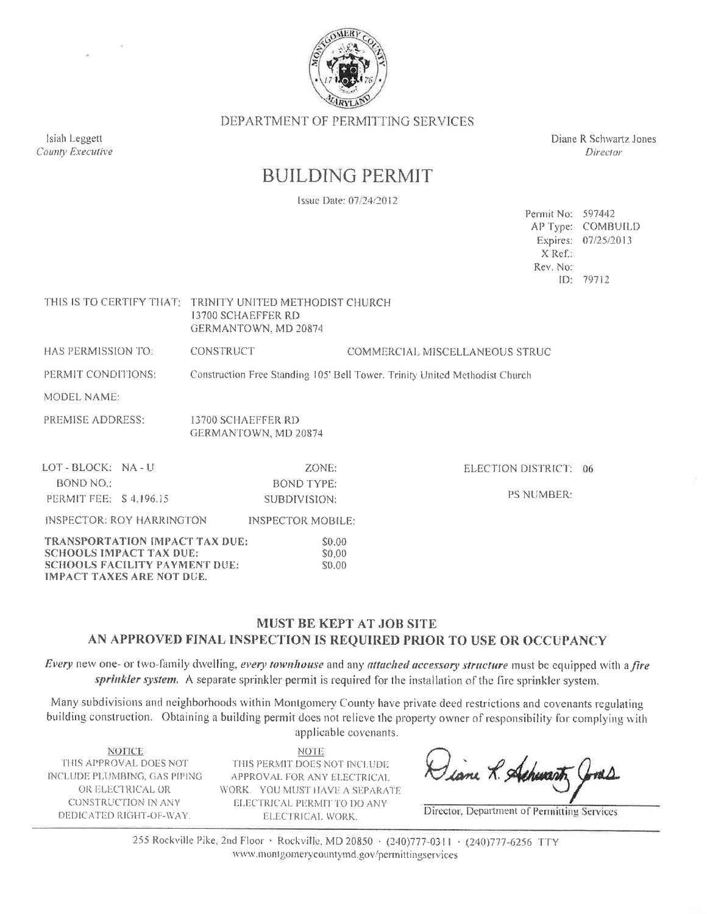DEPARTMENT OF PERMITTING SERVICES

Isiah Leggett
*County Executive*

Diane R Schwartz Jones
*Director*

# BUILDING PERMIT

Issue Date: 07/24/2012

Permit No: 597442
AP Type: COMBUILD
Expires: 07/25/2013
X Ref.:
Rev. No:
ID: 79712

THIS IS TO CERTIFY THAT: TRINITY UNITED METHODIST CHURCH
13700 SCHAEFFER RD
GERMANTOWN, MD 20874

HAS PERMISSION TO: CONSTRUCT COMMERCIAL MISCELLANEOUS STRUC

PERMIT CONDITIONS: Construction Free Standing 105' Bell Tower. Trinity United Methodist Church

MODEL NAME:

PREMISE ADDRESS: 13700 SCHAEFFER RD
GERMANTOWN, MD 20874

LOT - BLOCK: NA - U    ZONE:    ELECTION DISTRICT: 06

BOND NO.:    BOND TYPE:

PERMIT FEE: $ 4,196.15    SUBDIVISION:    PS NUMBER:

INSPECTOR: ROY HARRINGTON    INSPECTOR MOBILE:

**TRANSPORTATION IMPACT TAX DUE:** $0.00
**SCHOOLS IMPACT TAX DUE:** $0.00
**SCHOOLS FACILITY PAYMENT DUE:** $0.00
**IMPACT TAXES ARE NOT DUE.**

## MUST BE KEPT AT JOB SITE
## AN APPROVED FINAL INSPECTION IS REQUIRED PRIOR TO USE OR OCCUPANCY

*Every* new one- or two-family dwelling, *every townhouse* and any *attached accessory structure* must be equipped with a *fire sprinkler system*. A separate sprinkler permit is required for the installation of the fire sprinkler system.

Many subdivisions and neighborhoods within Montgomery County have private deed restrictions and covenants regulating building construction. Obtaining a building permit does not relieve the property owner of responsibility for complying with applicable covenants.

NOTICE
THIS APPROVAL DOES NOT INCLUDE PLUMBING, GAS PIPING OR ELECTRICAL OR CONSTRUCTION IN ANY DEDICATED RIGHT-OF-WAY.

NOTE
THIS PERMIT DOES NOT INCLUDE APPROVAL FOR ANY ELECTRICAL WORK. YOU MUST HAVE A SEPARATE ELECTRICAL PERMIT TO DO ANY ELECTRICAL WORK.

Diane R. Schwartz Jones
Director, Department of Permitting Services

255 Rockville Pike, 2nd Floor · Rockville, MD 20850 · (240)777-0311 · (240)777-6256 TTY
www.montgomerycountymd.gov/permittingservices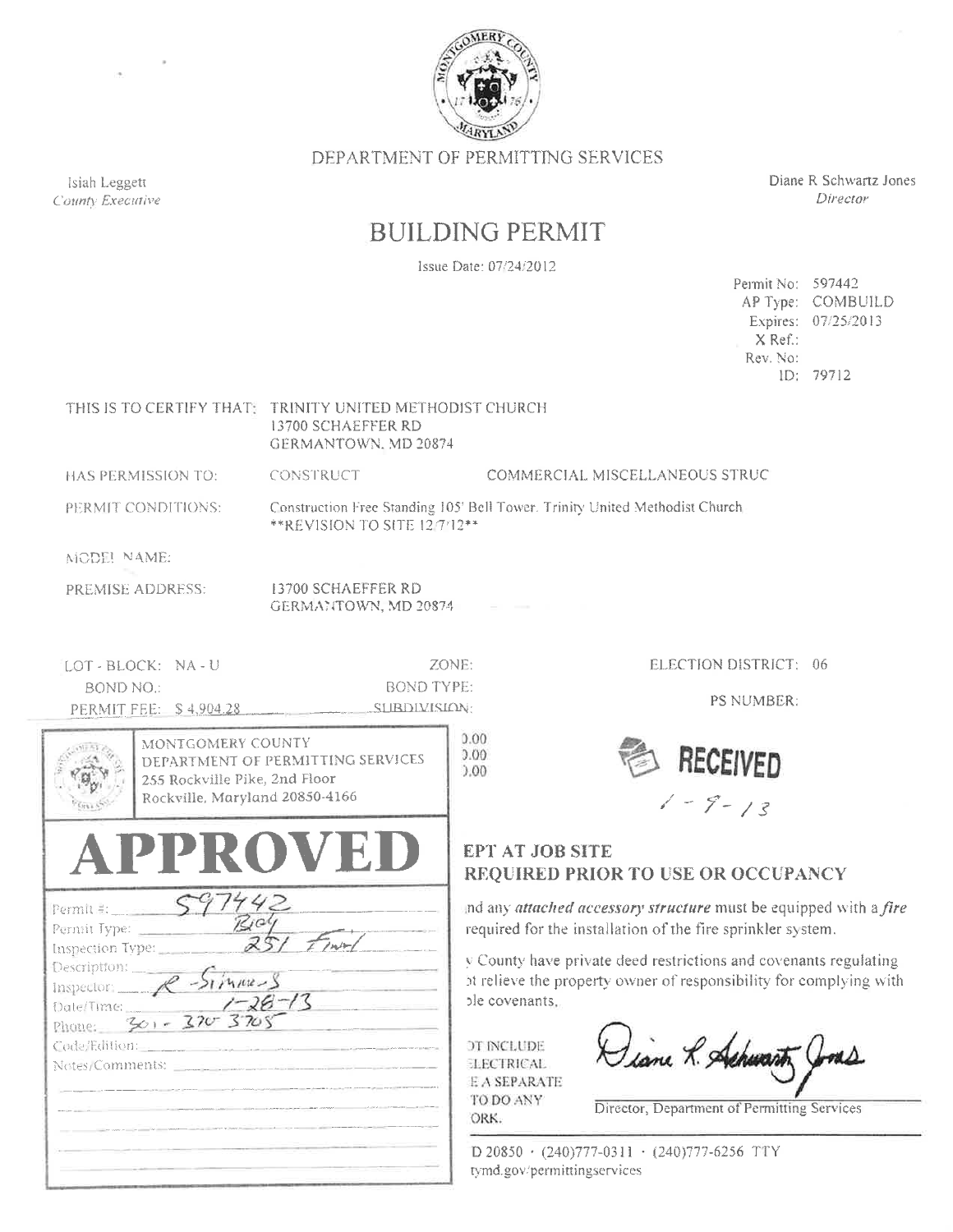DEPARTMENT OF PERMITTING SERVICES

Isiah Leggett
*County Executive*

Diane R Schwartz Jones
*Director*

# BUILDING PERMIT

Issue Date: 07/24/2012

Permit No: 597442
AP Type: COMBUILD
Expires: 07/25/2013
X Ref.:
Rev. No:
ID: 79712

THIS IS TO CERTIFY THAT: TRINITY UNITED METHODIST CHURCH
13700 SCHAEFFER RD
GERMANTOWN, MD 20874

HAS PERMISSION TO: CONSTRUCT COMMERCIAL MISCELLANEOUS STRUC

PERMIT CONDITIONS: Construction Free Standing 105' Bell Tower. Trinity United Methodist Church
**REVISION TO SITE 12/7/12**

MODEL NAME:

PREMISE ADDRESS: 13700 SCHAEFFER RD
GERMANTOWN, MD 20874

LOT - BLOCK: NA - U
ZONE:
ELECTION DISTRICT: 06
BOND NO.:
BOND TYPE:
PERMIT FEE: $ 4,904.28
SUBDIVISION:
PS NUMBER:

0.00
0.00
0.00

MONTGOMERY COUNTY
DEPARTMENT OF PERMITTING SERVICES
255 Rockville Pike, 2nd Floor
Rockville, Maryland 20850-4166

# APPROVED

Permit #: 597442
Permit Type: Bldg
Inspection Type: 251 Final
Description:
Inspector: R-Simmons
Date/Time: 1-28-13
Phone: 301-370-3705
Code/Edition:
Notes/Comments:

RECEIVED
1-9-13

**EPT AT JOB SITE**
**REQUIRED PRIOR TO USE OR OCCUPANCY**

nd any *attached accessory structure* must be equipped with a *fire* required for the installation of the fire sprinkler system.

y County have private deed restrictions and covenants regulating ot relieve the property owner of responsibility for complying with ble covenants.

OT INCLUDE
ELECTRICAL
E A SEPARATE
TO DO ANY
ORK.

Diane R. Schwartz Jones
Director, Department of Permitting Services

D 20850 · (240)777-0311 · (240)777-6256 TTY
tymd.gov/permittingservices